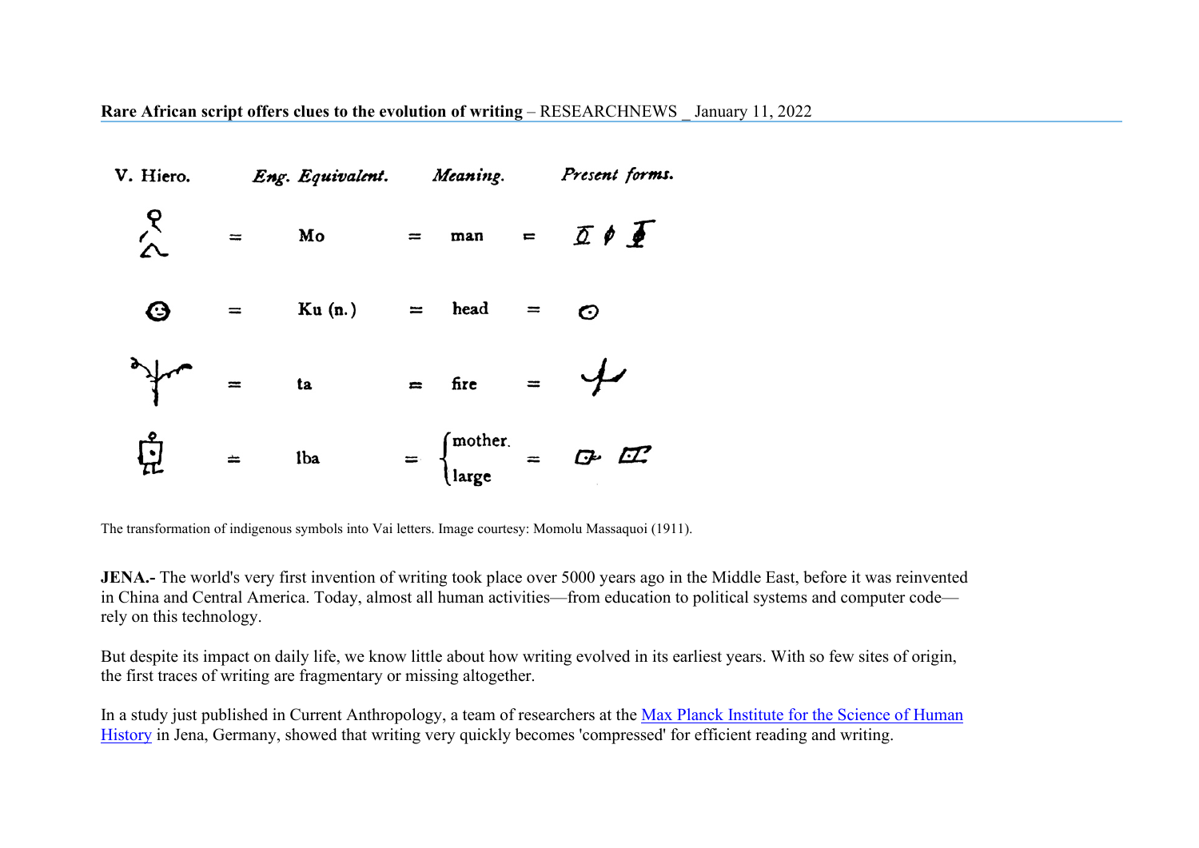**Rare African script offers clues to the evolution of writing** – RESEARCHNEWS _ January 11, 2022

| V. Hiero. | Eng. Equivalent. | Meaning. | Present forms. |
| --- | --- | --- | --- |
| | Mo | man | |
| | Ku (n.) | head | |
| | ta | fire | |
| | Iba | mother. / large | |

The transformation of indigenous symbols into Vai letters. Image courtesy: Momolu Massaquoi (1911).

**JENA.-** The world's very first invention of writing took place over 5000 years ago in the Middle East, before it was reinvented in China and Central America. Today, almost all human activities—from education to political systems and computer code—rely on this technology.

But despite its impact on daily life, we know little about how writing evolved in its earliest years. With so few sites of origin, the first traces of writing are fragmentary or missing altogether.

In a study just published in Current Anthropology, a team of researchers at the Max Planck Institute for the Science of Human History in Jena, Germany, showed that writing very quickly becomes 'compressed' for efficient reading and writing.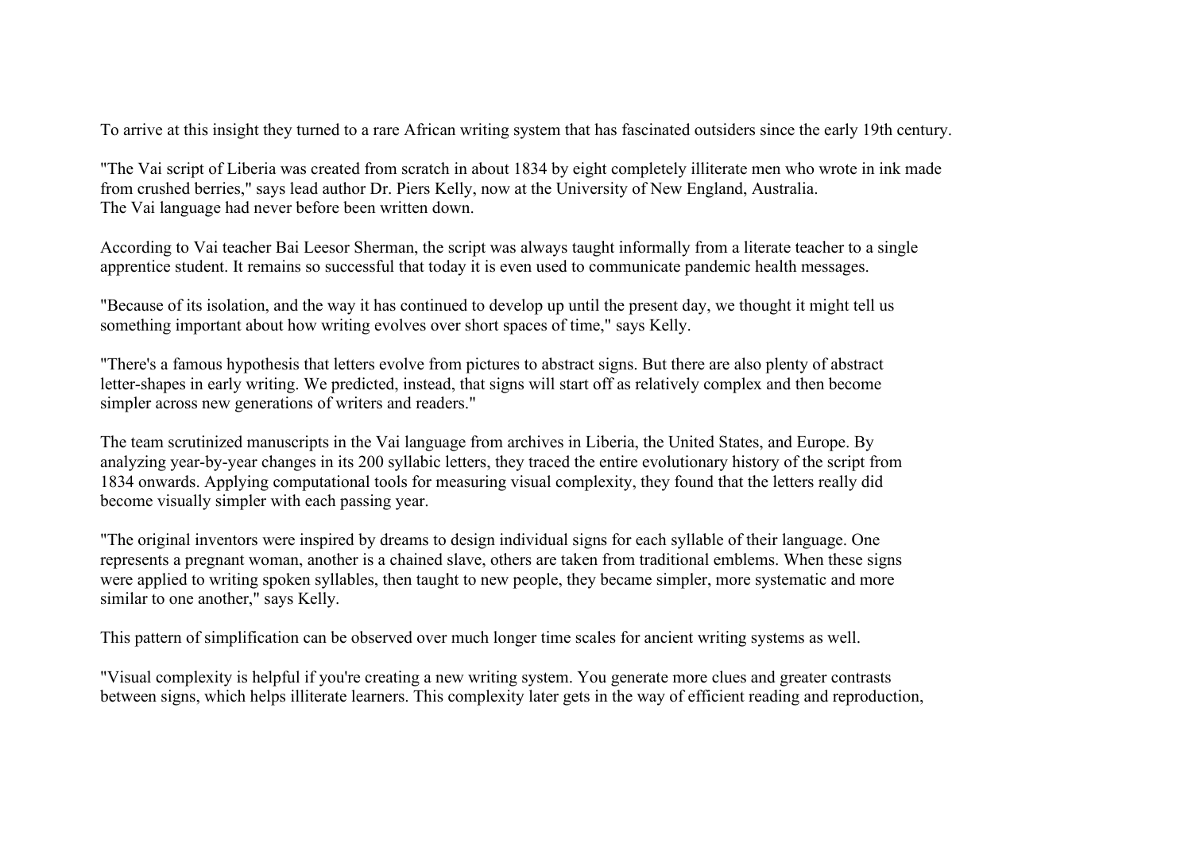To arrive at this insight they turned to a rare African writing system that has fascinated outsiders since the early 19th century.

"The Vai script of Liberia was created from scratch in about 1834 by eight completely illiterate men who wrote in ink made from crushed berries," says lead author Dr. Piers Kelly, now at the University of New England, Australia. The Vai language had never before been written down.

According to Vai teacher Bai Leesor Sherman, the script was always taught informally from a literate teacher to a single apprentice student. It remains so successful that today it is even used to communicate pandemic health messages.

"Because of its isolation, and the way it has continued to develop up until the present day, we thought it might tell us something important about how writing evolves over short spaces of time," says Kelly.

"There's a famous hypothesis that letters evolve from pictures to abstract signs. But there are also plenty of abstract letter-shapes in early writing. We predicted, instead, that signs will start off as relatively complex and then become simpler across new generations of writers and readers."

The team scrutinized manuscripts in the Vai language from archives in Liberia, the United States, and Europe. By analyzing year-by-year changes in its 200 syllabic letters, they traced the entire evolutionary history of the script from 1834 onwards. Applying computational tools for measuring visual complexity, they found that the letters really did become visually simpler with each passing year.

"The original inventors were inspired by dreams to design individual signs for each syllable of their language. One represents a pregnant woman, another is a chained slave, others are taken from traditional emblems. When these signs were applied to writing spoken syllables, then taught to new people, they became simpler, more systematic and more similar to one another," says Kelly.

This pattern of simplification can be observed over much longer time scales for ancient writing systems as well.

"Visual complexity is helpful if you're creating a new writing system. You generate more clues and greater contrasts between signs, which helps illiterate learners. This complexity later gets in the way of efficient reading and reproduction,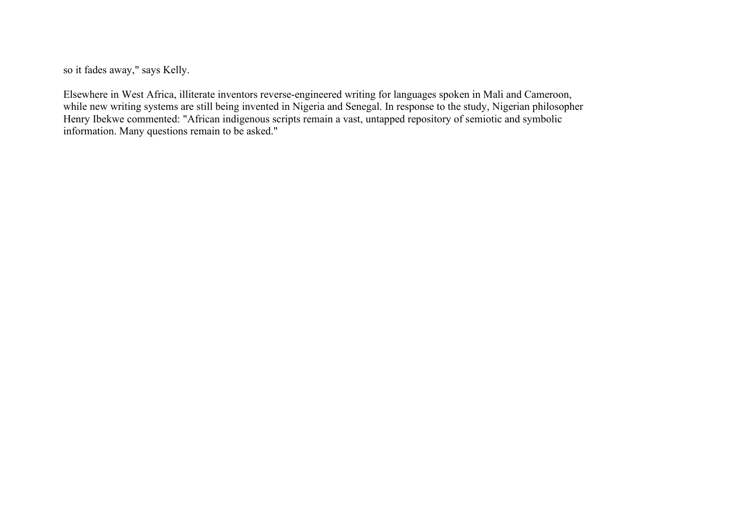so it fades away," says Kelly.

Elsewhere in West Africa, illiterate inventors reverse-engineered writing for languages spoken in Mali and Cameroon, while new writing systems are still being invented in Nigeria and Senegal. In response to the study, Nigerian philosopher Henry Ibekwe commented: "African indigenous scripts remain a vast, untapped repository of semiotic and symbolic information. Many questions remain to be asked."